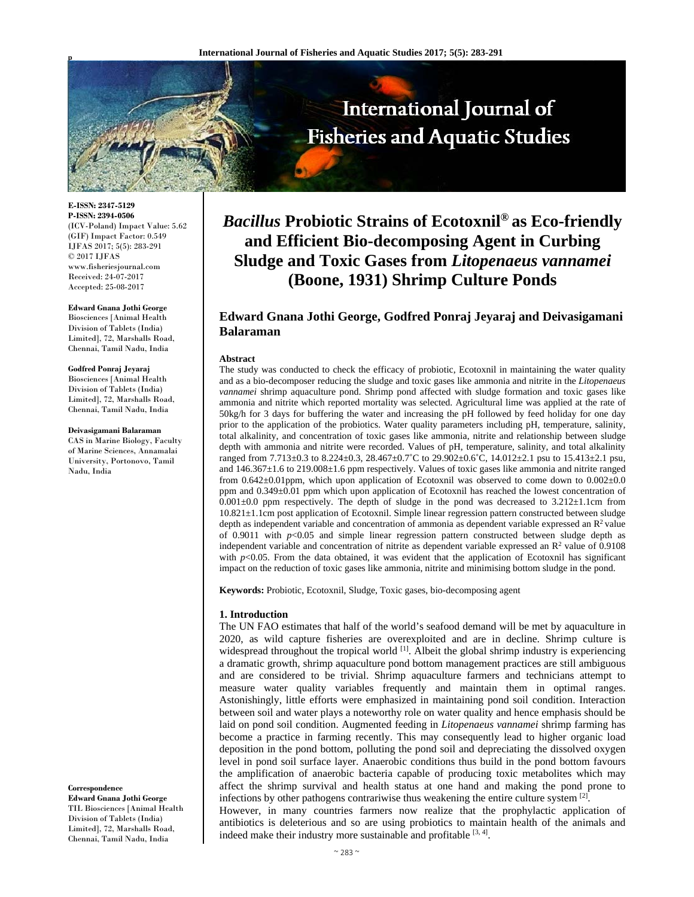E-ISSN: 2347-5129
P-ISSN: 2394-0506
(ICV-Poland) Impact Value: 5.62
(GIF) Impact Factor: 0.549
IJFAS 2017; 5(5): 283-291
© 2017 IJFAS
www.fisheriesjournal.com
Received: 24-07-2017
Accepted: 25-08-2017

**Edward Gnana Jothi George**
Biosciences [Animal Health Division of Tablets (India) Limited], 72, Marshalls Road, Chennai, Tamil Nadu, India

**Godfred Ponraj Jeyaraj**
Biosciences [Animal Health Division of Tablets (India) Limited], 72, Marshalls Road, Chennai, Tamil Nadu, India

**Deivasigamani Balaraman**
CAS in Marine Biology, Faculty of Marine Sciences, Annamalai University, Portonovo, Tamil Nadu, India

**Correspondence**
**Edward Gnana Jothi George**
TIL Biosciences [Animal Health Division of Tablets (India) Limited], 72, Marshalls Road, Chennai, Tamil Nadu, India

# *Bacillus* Probiotic Strains of Ecotoxnil® as Eco-friendly and Efficient Bio-decomposing Agent in Curbing Sludge and Toxic Gases from *Litopenaeus vannamei* (Boone, 1931) Shrimp Culture Ponds

**Edward Gnana Jothi George, Godfred Ponraj Jeyaraj and Deivasigamani Balaraman**

**Abstract**

The study was conducted to check the efficacy of probiotic, Ecotoxnil in maintaining the water quality and as a bio-decomposer reducing the sludge and toxic gases like ammonia and nitrite in the *Litopenaeus vannamei* shrimp aquaculture pond. Shrimp pond affected with sludge formation and toxic gases like ammonia and nitrite which reported mortality was selected. Agricultural lime was applied at the rate of 50kg/h for 3 days for buffering the water and increasing the pH followed by feed holiday for one day prior to the application of the probiotics. Water quality parameters including pH, temperature, salinity, total alkalinity, and concentration of toxic gases like ammonia, nitrite and relationship between sludge depth with ammonia and nitrite were recorded. Values of pH, temperature, salinity, and total alkalinity ranged from 7.713±0.3 to 8.224±0.3, 28.467±0.7˚C to 29.902±0.6˚C, 14.012±2.1 psu to 15.413±2.1 psu, and 146.367±1.6 to 219.008±1.6 ppm respectively. Values of toxic gases like ammonia and nitrite ranged from 0.642±0.01ppm, which upon application of Ecotoxnil was observed to come down to 0.002±0.0 ppm and 0.349±0.01 ppm which upon application of Ecotoxnil has reached the lowest concentration of 0.001±0.0 ppm respectively. The depth of sludge in the pond was decreased to 3.212±1.1cm from 10.821±1.1cm post application of Ecotoxnil. Simple linear regression pattern constructed between sludge depth as independent variable and concentration of ammonia as dependent variable expressed an $R^2$ value of 0.9011 with $p<0.05$ and simple linear regression pattern constructed between sludge depth as independent variable and concentration of nitrite as dependent variable expressed an $R^2$ value of 0.9108 with $p<0.05$. From the data obtained, it was evident that the application of Ecotoxnil has significant impact on the reduction of toxic gases like ammonia, nitrite and minimising bottom sludge in the pond.

**Keywords:** Probiotic, Ecotoxnil, Sludge, Toxic gases, bio-decomposing agent

## 1. Introduction

The UN FAO estimates that half of the world's seafood demand will be met by aquaculture in 2020, as wild capture fisheries are overexploited and are in decline. Shrimp culture is widespread throughout the tropical world [1]. Albeit the global shrimp industry is experiencing a dramatic growth, shrimp aquaculture pond bottom management practices are still ambiguous and are considered to be trivial. Shrimp aquaculture farmers and technicians attempt to measure water quality variables frequently and maintain them in optimal ranges. Astonishingly, little efforts were emphasized in maintaining pond soil condition. Interaction between soil and water plays a noteworthy role on water quality and hence emphasis should be laid on pond soil condition. Augmented feeding in *Litopenaeus vannamei* shrimp farming has become a practice in farming recently. This may consequently lead to higher organic load deposition in the pond bottom, polluting the pond soil and depreciating the dissolved oxygen level in pond soil surface layer. Anaerobic conditions thus build in the pond bottom favours the amplification of anaerobic bacteria capable of producing toxic metabolites which may affect the shrimp survival and health status at one hand and making the pond prone to infections by other pathogens contrariwise thus weakening the entire culture system [2].

However, in many countries farmers now realize that the prophylactic application of antibiotics is deleterious and so are using probiotics to maintain health of the animals and indeed make their industry more sustainable and profitable [3, 4].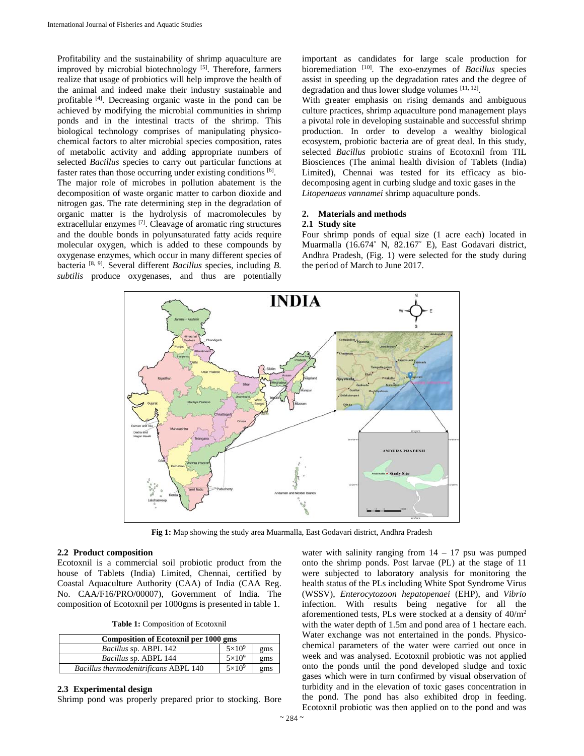Profitability and the sustainability of shrimp aquaculture are improved by microbial biotechnology [5]. Therefore, farmers realize that usage of probiotics will help improve the health of the animal and indeed make their industry sustainable and profitable [4]. Decreasing organic waste in the pond can be achieved by modifying the microbial communities in shrimp ponds and in the intestinal tracts of the shrimp. This biological technology comprises of manipulating physico-chemical factors to alter microbial species composition, rates of metabolic activity and adding appropriate numbers of selected *Bacillus* species to carry out particular functions at faster rates than those occurring under existing conditions [6].

The major role of microbes in pollution abatement is the decomposition of waste organic matter to carbon dioxide and nitrogen gas. The rate determining step in the degradation of organic matter is the hydrolysis of macromolecules by extracellular enzymes [7]. Cleavage of aromatic ring structures and the double bonds in polyunsaturated fatty acids require molecular oxygen, which is added to these compounds by oxygenase enzymes, which occur in many different species of bacteria [8, 9]. Several different *Bacillus* species, including *B. subtilis* produce oxygenases, and thus are potentially important as candidates for large scale production for bioremediation [10]. The exo-enzymes of *Bacillus* species assist in speeding up the degradation rates and the degree of degradation and thus lower sludge volumes [11, 12].

With greater emphasis on rising demands and ambiguous culture practices, shrimp aquaculture pond management plays a pivotal role in developing sustainable and successful shrimp production. In order to develop a wealthy biological ecosystem, probiotic bacteria are of great deal. In this study, selected *Bacillus* probiotic strains of Ecotoxnil from TIL Biosciences (The animal health division of Tablets (India) Limited), Chennai was tested for its efficacy as bio-decomposing agent in curbing sludge and toxic gases in the *Litopenaeus vannamei* shrimp aquaculture ponds.

## 2. Materials and methods

### 2.1 Study site

Four shrimp ponds of equal size (1 acre each) located in Muarmalla (16.674˚ N, 82.167˚ E), East Godavari district, Andhra Pradesh, (Fig. 1) were selected for the study during the period of March to June 2017.

**Fig 1:** Map showing the study area Muarmalla, East Godavari district, Andhra Pradesh

### 2.2 Product composition

Ecotoxnil is a commercial soil probiotic product from the house of Tablets (India) Limited, Chennai, certified by Coastal Aquaculture Authority (CAA) of India (CAA Reg. No. CAA/F16/PRO/00007), Government of India. The composition of Ecotoxnil per 1000gms is presented in table 1.

**Table 1:** Composition of Ecotoxnil

| Composition of Ecotoxnil per 1000 gms | | |
|---|---|---|
| *Bacillus* sp. ABPL 142 | $5\times10^9$ | gms |
| *Bacillus* sp. ABPL 144 | $5\times10^9$ | gms |
| *Bacillus thermodenitrificans* ABPL 140 | $5\times10^9$ | gms |

### 2.3 Experimental design

Shrimp pond was properly prepared prior to stocking. Bore water with salinity ranging from 14 – 17 psu was pumped onto the shrimp ponds. Post larvae (PL) at the stage of 11 were subjected to laboratory analysis for monitoring the health status of the PLs including White Spot Syndrome Virus (WSSV), *Enterocytozoon hepatopenaei* (EHP), and *Vibrio* infection. With results being negative for all the aforementioned tests, PLs were stocked at a density of 40/m$^2$ with the water depth of 1.5m and pond area of 1 hectare each. Water exchange was not entertained in the ponds. Physico-chemical parameters of the water were carried out once in week and was analysed. Ecotoxnil probiotic was not applied onto the ponds until the pond developed sludge and toxic gases which were in turn confirmed by visual observation of turbidity and in the elevation of toxic gases concentration in the pond. The pond has also exhibited drop in feeding. Ecotoxnil probiotic was then applied on to the pond and was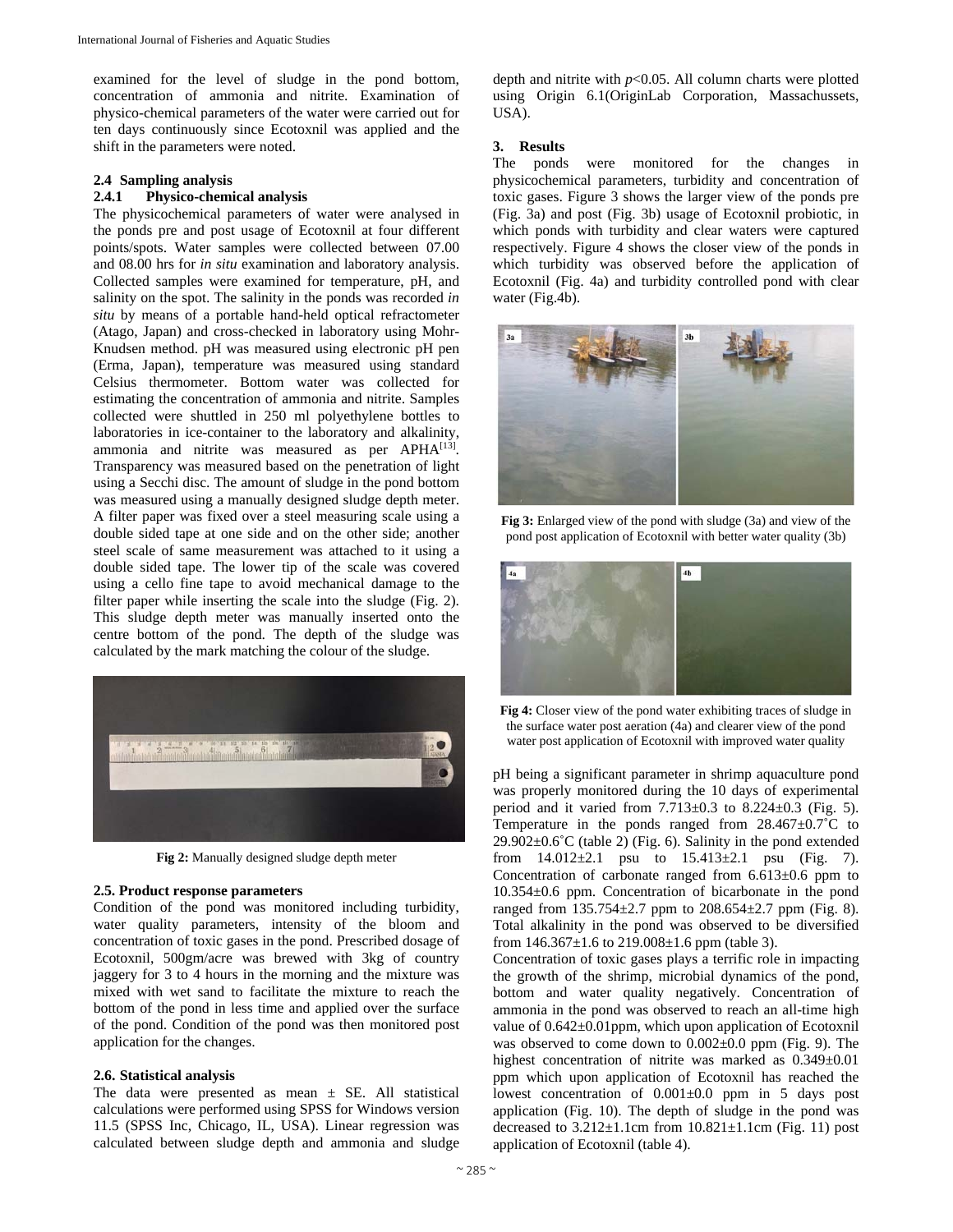examined for the level of sludge in the pond bottom, concentration of ammonia and nitrite. Examination of physico-chemical parameters of the water were carried out for ten days continuously since Ecotoxnil was applied and the shift in the parameters were noted.

### 2.4 Sampling analysis

#### 2.4.1 Physico-chemical analysis

The physicochemical parameters of water were analysed in the ponds pre and post usage of Ecotoxnil at four different points/spots. Water samples were collected between 07.00 and 08.00 hrs for *in situ* examination and laboratory analysis. Collected samples were examined for temperature, pH, and salinity on the spot. The salinity in the ponds was recorded *in situ* by means of a portable hand-held optical refractometer (Atago, Japan) and cross-checked in laboratory using Mohr-Knudsen method. pH was measured using electronic pH pen (Erma, Japan), temperature was measured using standard Celsius thermometer. Bottom water was collected for estimating the concentration of ammonia and nitrite. Samples collected were shuttled in 250 ml polyethylene bottles to laboratories in ice-container to the laboratory and alkalinity, ammonia and nitrite was measured as per APHA[13]. Transparency was measured based on the penetration of light using a Secchi disc. The amount of sludge in the pond bottom was measured using a manually designed sludge depth meter. A filter paper was fixed over a steel measuring scale using a double sided tape at one side and on the other side; another steel scale of same measurement was attached to it using a double sided tape. The lower tip of the scale was covered using a cello fine tape to avoid mechanical damage to the filter paper while inserting the scale into the sludge (Fig. 2). This sludge depth meter was manually inserted onto the centre bottom of the pond. The depth of the sludge was calculated by the mark matching the colour of the sludge.

**Fig 2:** Manually designed sludge depth meter

### 2.5. Product response parameters

Condition of the pond was monitored including turbidity, water quality parameters, intensity of the bloom and concentration of toxic gases in the pond. Prescribed dosage of Ecotoxnil, 500gm/acre was brewed with 3kg of country jaggery for 3 to 4 hours in the morning and the mixture was mixed with wet sand to facilitate the mixture to reach the bottom of the pond in less time and applied over the surface of the pond. Condition of the pond was then monitored post application for the changes.

### 2.6. Statistical analysis

The data were presented as mean ± SE. All statistical calculations were performed using SPSS for Windows version 11.5 (SPSS Inc, Chicago, IL, USA). Linear regression was calculated between sludge depth and ammonia and sludge depth and nitrite with $p<0.05$. All column charts were plotted using Origin 6.1(OriginLab Corporation, Massachussets, USA).

## 3. Results

The ponds were monitored for the changes in physicochemical parameters, turbidity and concentration of toxic gases. Figure 3 shows the larger view of the ponds pre (Fig. 3a) and post (Fig. 3b) usage of Ecotoxnil probiotic, in which ponds with turbidity and clear waters were captured respectively. Figure 4 shows the closer view of the ponds in which turbidity was observed before the application of Ecotoxnil (Fig. 4a) and turbidity controlled pond with clear water (Fig.4b).

**Fig 3:** Enlarged view of the pond with sludge (3a) and view of the pond post application of Ecotoxnil with better water quality (3b)

**Fig 4:** Closer view of the pond water exhibiting traces of sludge in the surface water post aeration (4a) and clearer view of the pond water post application of Ecotoxnil with improved water quality

pH being a significant parameter in shrimp aquaculture pond was properly monitored during the 10 days of experimental period and it varied from 7.713±0.3 to 8.224±0.3 (Fig. 5). Temperature in the ponds ranged from 28.467±0.7˚C to 29.902±0.6˚C (table 2) (Fig. 6). Salinity in the pond extended from 14.012±2.1 psu to 15.413±2.1 psu (Fig. 7). Concentration of carbonate ranged from 6.613±0.6 ppm to 10.354±0.6 ppm. Concentration of bicarbonate in the pond ranged from 135.754±2.7 ppm to 208.654±2.7 ppm (Fig. 8). Total alkalinity in the pond was observed to be diversified from 146.367±1.6 to 219.008±1.6 ppm (table 3).

Concentration of toxic gases plays a terrific role in impacting the growth of the shrimp, microbial dynamics of the pond, bottom and water quality negatively. Concentration of ammonia in the pond was observed to reach an all-time high value of 0.642±0.01ppm, which upon application of Ecotoxnil was observed to come down to 0.002±0.0 ppm (Fig. 9). The highest concentration of nitrite was marked as 0.349±0.01 ppm which upon application of Ecotoxnil has reached the lowest concentration of 0.001±0.0 ppm in 5 days post application (Fig. 10). The depth of sludge in the pond was decreased to 3.212±1.1cm from 10.821±1.1cm (Fig. 11) post application of Ecotoxnil (table 4).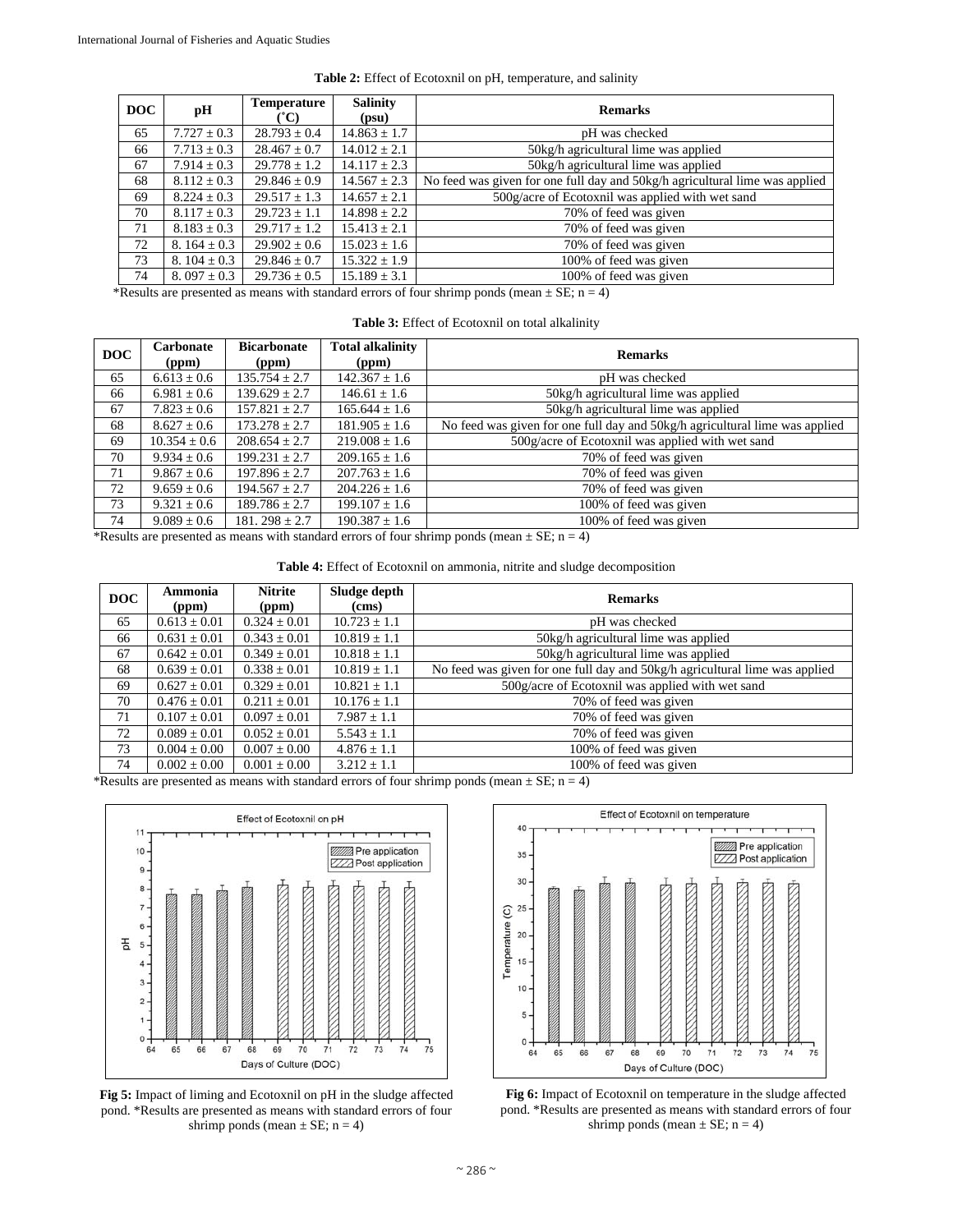**Table 2:** Effect of Ecotoxnil on pH, temperature, and salinity

| DOC | pH | Temperature (˚C) | Salinity (psu) | Remarks |
|---|---|---|---|---|
| 65 | 7.727 ± 0.3 | 28.793 ± 0.4 | 14.863 ± 1.7 | pH was checked |
| 66 | 7.713 ± 0.3 | 28.467 ± 0.7 | 14.012 ± 2.1 | 50kg/h agricultural lime was applied |
| 67 | 7.914 ± 0.3 | 29.778 ± 1.2 | 14.117 ± 2.3 | 50kg/h agricultural lime was applied |
| 68 | 8.112 ± 0.3 | 29.846 ± 0.9 | 14.567 ± 2.3 | No feed was given for one full day and 50kg/h agricultural lime was applied |
| 69 | 8.224 ± 0.3 | 29.517 ± 1.3 | 14.657 ± 2.1 | 500g/acre of Ecotoxnil was applied with wet sand |
| 70 | 8.117 ± 0.3 | 29.723 ± 1.1 | 14.898 ± 2.2 | 70% of feed was given |
| 71 | 8.183 ± 0.3 | 29.717 ± 1.2 | 15.413 ± 2.1 | 70% of feed was given |
| 72 | 8. 164 ± 0.3 | 29.902 ± 0.6 | 15.023 ± 1.6 | 70% of feed was given |
| 73 | 8. 104 ± 0.3 | 29.846 ± 0.7 | 15.322 ± 1.9 | 100% of feed was given |
| 74 | 8. 097 ± 0.3 | 29.736 ± 0.5 | 15.189 ± 3.1 | 100% of feed was given |

*Results are presented as means with standard errors of four shrimp ponds (mean ± SE; n = 4)

**Table 3:** Effect of Ecotoxnil on total alkalinity

| DOC | Carbonate (ppm) | Bicarbonate (ppm) | Total alkalinity (ppm) | Remarks |
|---|---|---|---|---|
| 65 | 6.613 ± 0.6 | 135.754 ± 2.7 | 142.367 ± 1.6 | pH was checked |
| 66 | 6.981 ± 0.6 | 139.629 ± 2.7 | 146.61 ± 1.6 | 50kg/h agricultural lime was applied |
| 67 | 7.823 ± 0.6 | 157.821 ± 2.7 | 165.644 ± 1.6 | 50kg/h agricultural lime was applied |
| 68 | 8.627 ± 0.6 | 173.278 ± 2.7 | 181.905 ± 1.6 | No feed was given for one full day and 50kg/h agricultural lime was applied |
| 69 | 10.354 ± 0.6 | 208.654 ± 2.7 | 219.008 ± 1.6 | 500g/acre of Ecotoxnil was applied with wet sand |
| 70 | 9.934 ± 0.6 | 199.231 ± 2.7 | 209.165 ± 1.6 | 70% of feed was given |
| 71 | 9.867 ± 0.6 | 197.896 ± 2.7 | 207.763 ± 1.6 | 70% of feed was given |
| 72 | 9.659 ± 0.6 | 194.567 ± 2.7 | 204.226 ± 1.6 | 70% of feed was given |
| 73 | 9.321 ± 0.6 | 189.786 ± 2.7 | 199.107 ± 1.6 | 100% of feed was given |
| 74 | 9.089 ± 0.6 | 181. 298 ± 2.7 | 190.387 ± 1.6 | 100% of feed was given |

*Results are presented as means with standard errors of four shrimp ponds (mean ± SE; n = 4)

**Table 4:** Effect of Ecotoxnil on ammonia, nitrite and sludge decomposition

| DOC | Ammonia (ppm) | Nitrite (ppm) | Sludge depth (cms) | Remarks |
|---|---|---|---|---|
| 65 | 0.613 ± 0.01 | 0.324 ± 0.01 | 10.723 ± 1.1 | pH was checked |
| 66 | 0.631 ± 0.01 | 0.343 ± 0.01 | 10.819 ± 1.1 | 50kg/h agricultural lime was applied |
| 67 | 0.642 ± 0.01 | 0.349 ± 0.01 | 10.818 ± 1.1 | 50kg/h agricultural lime was applied |
| 68 | 0.639 ± 0.01 | 0.338 ± 0.01 | 10.819 ± 1.1 | No feed was given for one full day and 50kg/h agricultural lime was applied |
| 69 | 0.627 ± 0.01 | 0.329 ± 0.01 | 10.821 ± 1.1 | 500g/acre of Ecotoxnil was applied with wet sand |
| 70 | 0.476 ± 0.01 | 0.211 ± 0.01 | 10.176 ± 1.1 | 70% of feed was given |
| 71 | 0.107 ± 0.01 | 0.097 ± 0.01 | 7.987 ± 1.1 | 70% of feed was given |
| 72 | 0.089 ± 0.01 | 0.052 ± 0.01 | 5.543 ± 1.1 | 70% of feed was given |
| 73 | 0.004 ± 0.00 | 0.007 ± 0.00 | 4.876 ± 1.1 | 100% of feed was given |
| 74 | 0.002 ± 0.00 | 0.001 ± 0.00 | 3.212 ± 1.1 | 100% of feed was given |

*Results are presented as means with standard errors of four shrimp ponds (mean ± SE; n = 4)

**Fig 5:** Impact of liming and Ecotoxnil on pH in the sludge affected pond. *Results are presented as means with standard errors of four shrimp ponds (mean ± SE; n = 4)

**Fig 6:** Impact of Ecotoxnil on temperature in the sludge affected pond. *Results are presented as means with standard errors of four shrimp ponds (mean ± SE; n = 4)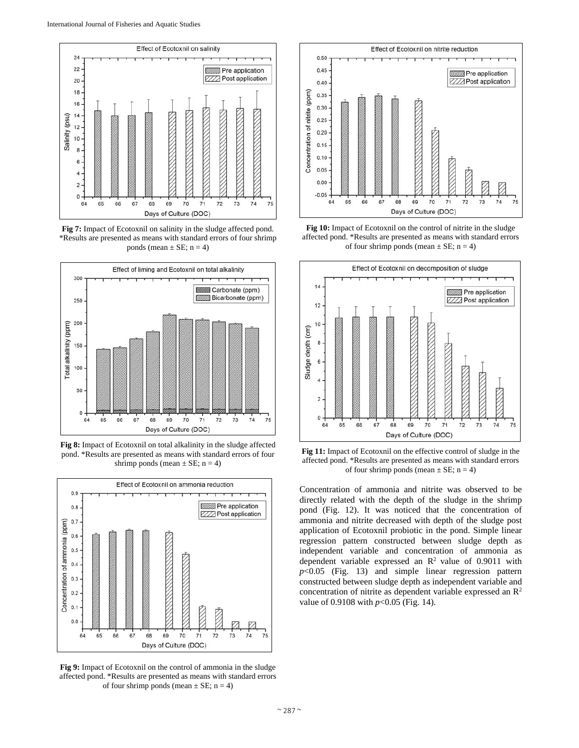Fig 7: Impact of Ecotoxnil on salinity in the sludge affected pond. *Results are presented as means with standard errors of four shrimp ponds (mean ± SE; n = 4)

Fig 8: Impact of Ecotoxnil on total alkalinity in the sludge affected pond. *Results are presented as means with standard errors of four shrimp ponds (mean ± SE; n = 4)

Fig 9: Impact of Ecotoxnil on the control of ammonia in the sludge affected pond. *Results are presented as means with standard errors of four shrimp ponds (mean ± SE; n = 4)

Fig 10: Impact of Ecotoxnil on the control of nitrite in the sludge affected pond. *Results are presented as means with standard errors of four shrimp ponds (mean ± SE; n = 4)

Fig 11: Impact of Ecotoxnil on the effective control of sludge in the affected pond. *Results are presented as means with standard errors of four shrimp ponds (mean ± SE; n = 4)

Concentration of ammonia and nitrite was observed to be directly related with the depth of the sludge in the shrimp pond (Fig. 12). It was noticed that the concentration of ammonia and nitrite decreased with depth of the sludge post application of Ecotoxnil probiotic in the pond. Simple linear regression pattern constructed between sludge depth as independent variable and concentration of ammonia as dependent variable expressed an $R^2$ value of 0.9011 with $p<0.05$ (Fig. 13) and simple linear regression pattern constructed between sludge depth as independent variable and concentration of nitrite as dependent variable expressed an $R^2$ value of 0.9108 with $p<0.05$ (Fig. 14).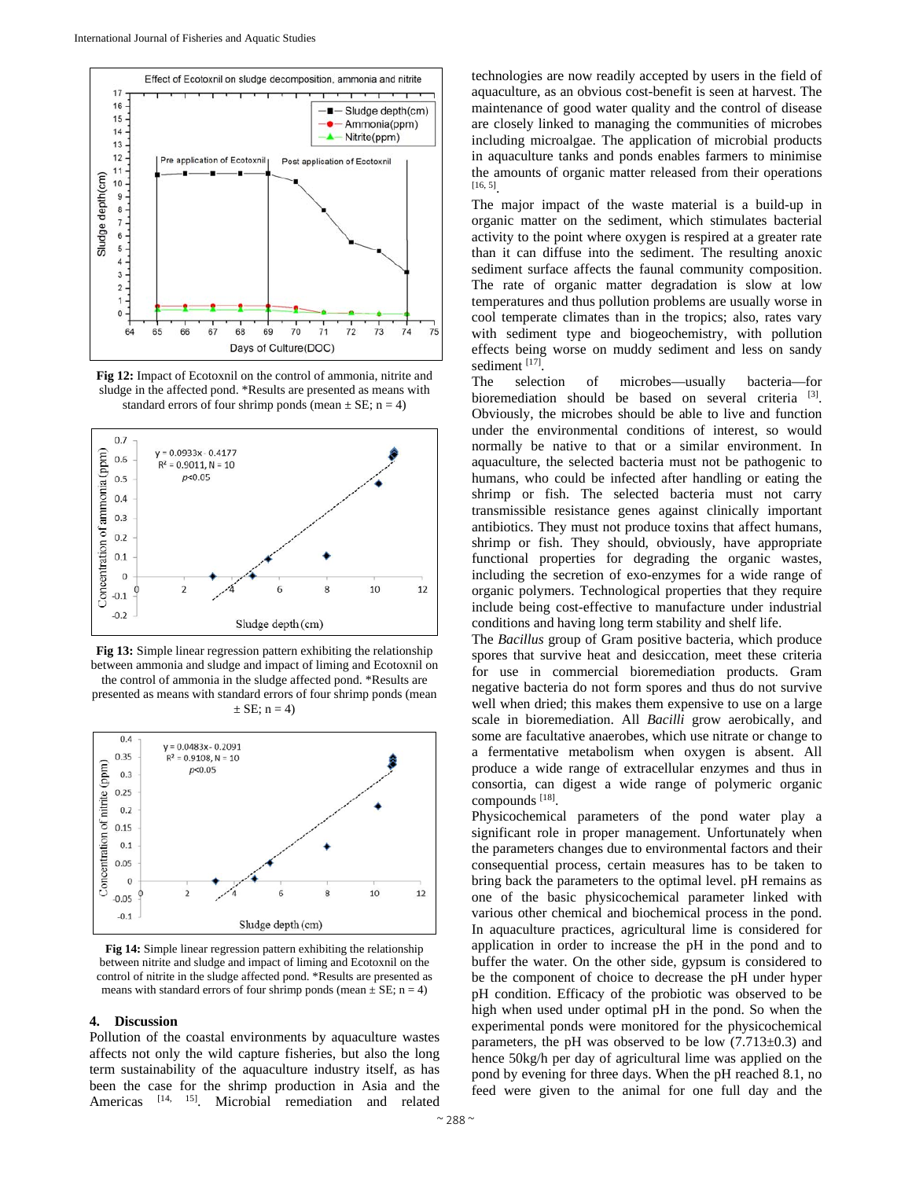Fig 12: Impact of Ecotoxnil on the control of ammonia, nitrite and sludge in the affected pond. *Results are presented as means with standard errors of four shrimp ponds (mean ± SE; n = 4)

Fig 13: Simple linear regression pattern exhibiting the relationship between ammonia and sludge and impact of liming and Ecotoxnil on the control of ammonia in the sludge affected pond. *Results are presented as means with standard errors of four shrimp ponds (mean ± SE; n = 4)

Fig 14: Simple linear regression pattern exhibiting the relationship between nitrite and sludge and impact of liming and Ecotoxnil on the control of nitrite in the sludge affected pond. *Results are presented as means with standard errors of four shrimp ponds (mean ± SE; n = 4)

## 4. Discussion

Pollution of the coastal environments by aquaculture wastes affects not only the wild capture fisheries, but also the long term sustainability of the aquaculture industry itself, as has been the case for the shrimp production in Asia and the Americas [14, 15]. Microbial remediation and related technologies are now readily accepted by users in the field of aquaculture, as an obvious cost-benefit is seen at harvest. The maintenance of good water quality and the control of disease are closely linked to managing the communities of microbes including microalgae. The application of microbial products in aquaculture tanks and ponds enables farmers to minimise the amounts of organic matter released from their operations [16, 5].

The major impact of the waste material is a build-up in organic matter on the sediment, which stimulates bacterial activity to the point where oxygen is respired at a greater rate than it can diffuse into the sediment. The resulting anoxic sediment surface affects the faunal community composition. The rate of organic matter degradation is slow at low temperatures and thus pollution problems are usually worse in cool temperate climates than in the tropics; also, rates vary with sediment type and biogeochemistry, with pollution effects being worse on muddy sediment and less on sandy sediment [17].

The selection of microbes—usually bacteria—for bioremediation should be based on several criteria [3]. Obviously, the microbes should be able to live and function under the environmental conditions of interest, so would normally be native to that or a similar environment. In aquaculture, the selected bacteria must not be pathogenic to humans, who could be infected after handling or eating the shrimp or fish. The selected bacteria must not carry transmissible resistance genes against clinically important antibiotics. They must not produce toxins that affect humans, shrimp or fish. They should, obviously, have appropriate functional properties for degrading the organic wastes, including the secretion of exo-enzymes for a wide range of organic polymers. Technological properties that they require include being cost-effective to manufacture under industrial conditions and having long term stability and shelf life.

The *Bacillus* group of Gram positive bacteria, which produce spores that survive heat and desiccation, meet these criteria for use in commercial bioremediation products. Gram negative bacteria do not form spores and thus do not survive well when dried; this makes them expensive to use on a large scale in bioremediation. All *Bacilli* grow aerobically, and some are facultative anaerobes, which use nitrate or change to a fermentative metabolism when oxygen is absent. All produce a wide range of extracellular enzymes and thus in consortia, can digest a wide range of polymeric organic compounds [18].

Physicochemical parameters of the pond water play a significant role in proper management. Unfortunately when the parameters changes due to environmental factors and their consequential process, certain measures has to be taken to bring back the parameters to the optimal level. pH remains as one of the basic physicochemical parameter linked with various other chemical and biochemical process in the pond. In aquaculture practices, agricultural lime is considered for application in order to increase the pH in the pond and to buffer the water. On the other side, gypsum is considered to be the component of choice to decrease the pH under hyper pH condition. Efficacy of the probiotic was observed to be high when used under optimal pH in the pond. So when the experimental ponds were monitored for the physicochemical parameters, the pH was observed to be low (7.713±0.3) and hence 50kg/h per day of agricultural lime was applied on the pond by evening for three days. When the pH reached 8.1, no feed were given to the animal for one full day and the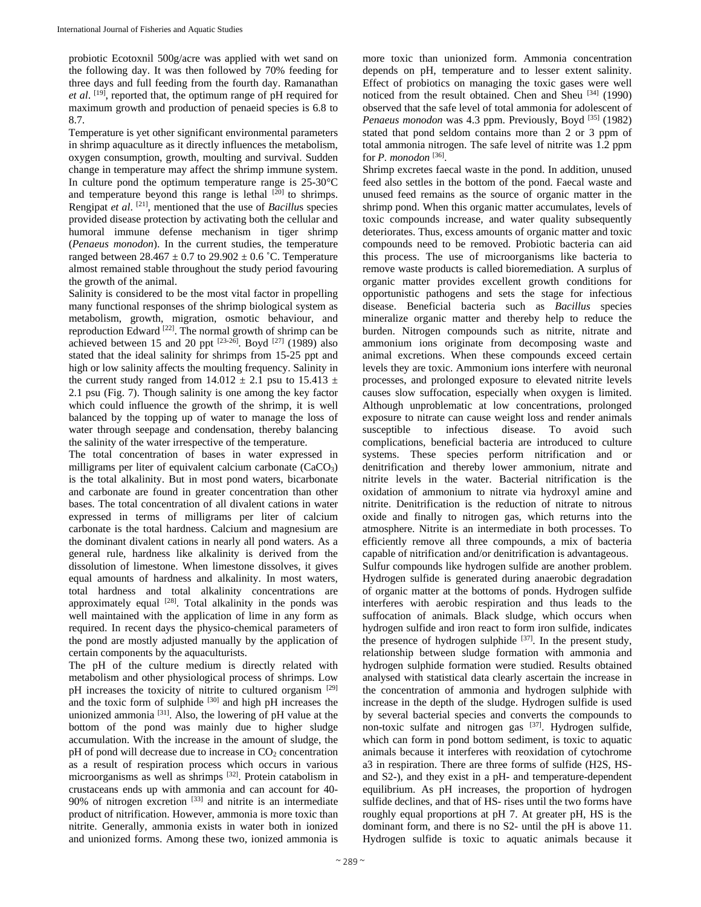probiotic Ecotoxnil 500g/acre was applied with wet sand on the following day. It was then followed by 70% feeding for three days and full feeding from the fourth day. Ramanathan *et al*. [19], reported that, the optimum range of pH required for maximum growth and production of penaeid species is 6.8 to 8.7.

Temperature is yet other significant environmental parameters in shrimp aquaculture as it directly influences the metabolism, oxygen consumption, growth, moulting and survival. Sudden change in temperature may affect the shrimp immune system. In culture pond the optimum temperature range is 25-30°C and temperature beyond this range is lethal [20] to shrimps. Rengipat *et al*. [21], mentioned that the use of *Bacillu*s species provided disease protection by activating both the cellular and humoral immune defense mechanism in tiger shrimp (*Penaeus monodon*). In the current studies, the temperature ranged between 28.467 ± 0.7 to 29.902 ± 0.6 ˚C. Temperature almost remained stable throughout the study period favouring the growth of the animal.

Salinity is considered to be the most vital factor in propelling many functional responses of the shrimp biological system as metabolism, growth, migration, osmotic behaviour, and reproduction Edward [22]. The normal growth of shrimp can be achieved between 15 and 20 ppt [23-26]. Boyd [27] (1989) also stated that the ideal salinity for shrimps from 15-25 ppt and high or low salinity affects the moulting frequency. Salinity in the current study ranged from 14.012 ± 2.1 psu to 15.413 ± 2.1 psu (Fig. 7). Though salinity is one among the key factor which could influence the growth of the shrimp, it is well balanced by the topping up of water to manage the loss of water through seepage and condensation, thereby balancing the salinity of the water irrespective of the temperature.

The total concentration of bases in water expressed in milligrams per liter of equivalent calcium carbonate ($CaCO_3$) is the total alkalinity. But in most pond waters, bicarbonate and carbonate are found in greater concentration than other bases. The total concentration of all divalent cations in water expressed in terms of milligrams per liter of calcium carbonate is the total hardness. Calcium and magnesium are the dominant divalent cations in nearly all pond waters. As a general rule, hardness like alkalinity is derived from the dissolution of limestone. When limestone dissolves, it gives equal amounts of hardness and alkalinity. In most waters, total hardness and total alkalinity concentrations are approximately equal [28]. Total alkalinity in the ponds was well maintained with the application of lime in any form as required. In recent days the physico-chemical parameters of the pond are mostly adjusted manually by the application of certain components by the aquaculturists.

The pH of the culture medium is directly related with metabolism and other physiological process of shrimps. Low pH increases the toxicity of nitrite to cultured organism [29] and the toxic form of sulphide [30] and high pH increases the unionized ammonia [31]. Also, the lowering of pH value at the bottom of the pond was mainly due to higher sludge accumulation. With the increase in the amount of sludge, the pH of pond will decrease due to increase in $CO_2$ concentration as a result of respiration process which occurs in various microorganisms as well as shrimps [32]. Protein catabolism in crustaceans ends up with ammonia and can account for 40-90% of nitrogen excretion [33] and nitrite is an intermediate product of nitrification. However, ammonia is more toxic than nitrite. Generally, ammonia exists in water both in ionized and unionized forms. Among these two, ionized ammonia is more toxic than unionized form. Ammonia concentration depends on pH, temperature and to lesser extent salinity. Effect of probiotics on managing the toxic gases were well noticed from the result obtained. Chen and Sheu [34] (1990) observed that the safe level of total ammonia for adolescent of *Penaeus monodon* was 4.3 ppm. Previously, Boyd [35] (1982) stated that pond seldom contains more than 2 or 3 ppm of total ammonia nitrogen. The safe level of nitrite was 1.2 ppm for *P. monodon* [36].

Shrimp excretes faecal waste in the pond. In addition, unused feed also settles in the bottom of the pond. Faecal waste and unused feed remains as the source of organic matter in the shrimp pond. When this organic matter accumulates, levels of toxic compounds increase, and water quality subsequently deteriorates. Thus, excess amounts of organic matter and toxic compounds need to be removed. Probiotic bacteria can aid this process. The use of microorganisms like bacteria to remove waste products is called bioremediation. A surplus of organic matter provides excellent growth conditions for opportunistic pathogens and sets the stage for infectious disease. Beneficial bacteria such as *Bacillus* species mineralize organic matter and thereby help to reduce the burden. Nitrogen compounds such as nitrite, nitrate and ammonium ions originate from decomposing waste and animal excretions. When these compounds exceed certain levels they are toxic. Ammonium ions interfere with neuronal processes, and prolonged exposure to elevated nitrite levels causes slow suffocation, especially when oxygen is limited. Although unproblematic at low concentrations, prolonged exposure to nitrate can cause weight loss and render animals susceptible to infectious disease. To avoid such complications, beneficial bacteria are introduced to culture systems. These species perform nitrification and or denitrification and thereby lower ammonium, nitrate and nitrite levels in the water. Bacterial nitrification is the oxidation of ammonium to nitrate via hydroxyl amine and nitrite. Denitrification is the reduction of nitrate to nitrous oxide and finally to nitrogen gas, which returns into the atmosphere. Nitrite is an intermediate in both processes. To efficiently remove all three compounds, a mix of bacteria capable of nitrification and/or denitrification is advantageous.

Sulfur compounds like hydrogen sulfide are another problem. Hydrogen sulfide is generated during anaerobic degradation of organic matter at the bottoms of ponds. Hydrogen sulfide interferes with aerobic respiration and thus leads to the suffocation of animals. Black sludge, which occurs when hydrogen sulfide and iron react to form iron sulfide, indicates the presence of hydrogen sulphide [37]. In the present study, relationship between sludge formation with ammonia and hydrogen sulphide formation were studied. Results obtained analysed with statistical data clearly ascertain the increase in the concentration of ammonia and hydrogen sulphide with increase in the depth of the sludge. Hydrogen sulfide is used by several bacterial species and converts the compounds to non-toxic sulfate and nitrogen gas [37]. Hydrogen sulfide, which can form in pond bottom sediment, is toxic to aquatic animals because it interferes with reoxidation of cytochrome a3 in respiration. There are three forms of sulfide ($H_2S$, $HS^-$ and $S^{2-}$), and they exist in a pH- and temperature-dependent equilibrium. As pH increases, the proportion of hydrogen sulfide declines, and that of $HS^-$ rises until the two forms have roughly equal proportions at pH 7. At greater pH, HS is the dominant form, and there is no $S^{2-}$ until the pH is above 11. Hydrogen sulfide is toxic to aquatic animals because it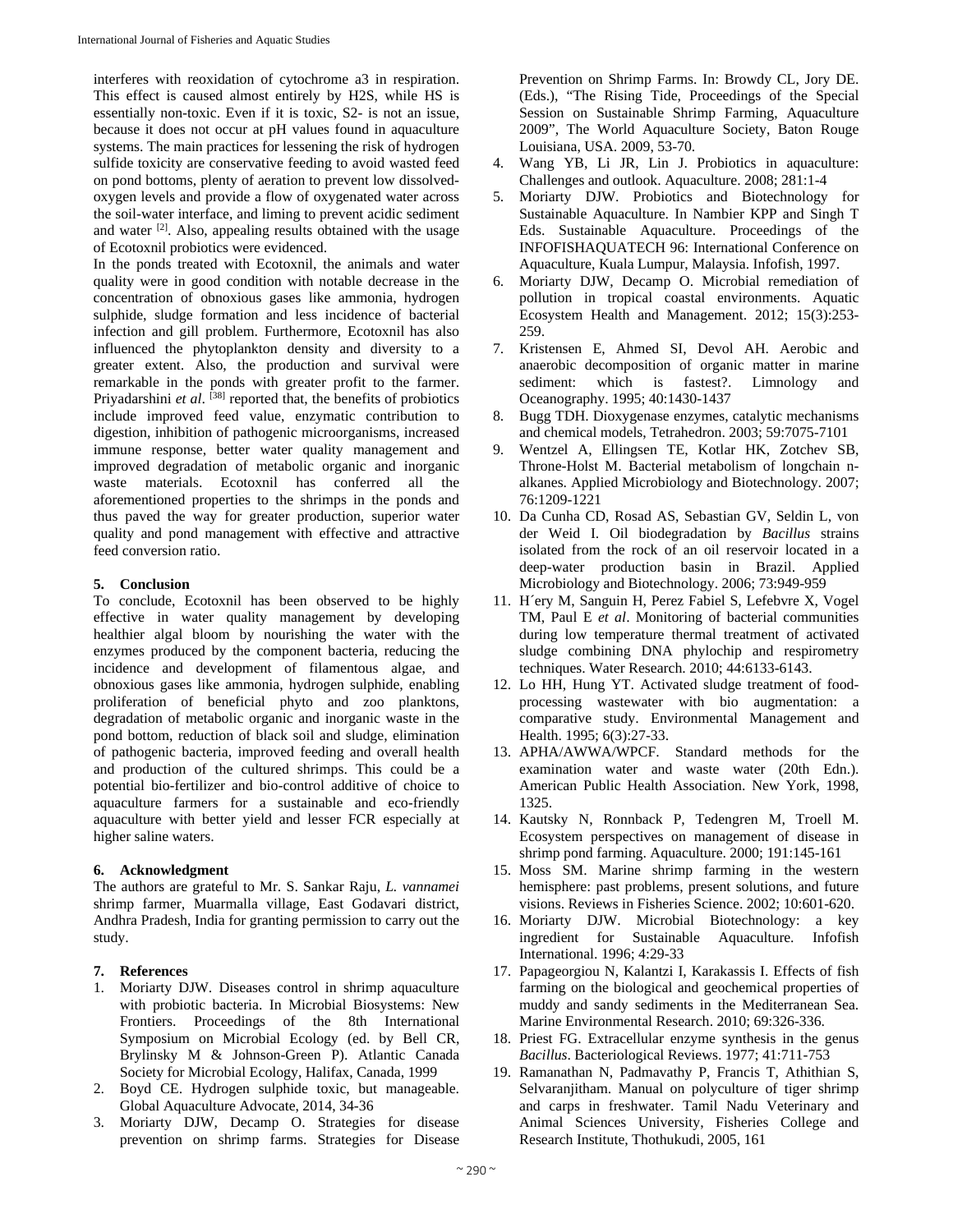interferes with reoxidation of cytochrome a3 in respiration. This effect is caused almost entirely by H2S, while HS is essentially non-toxic. Even if it is toxic, S2- is not an issue, because it does not occur at pH values found in aquaculture systems. The main practices for lessening the risk of hydrogen sulfide toxicity are conservative feeding to avoid wasted feed on pond bottoms, plenty of aeration to prevent low dissolved-oxygen levels and provide a flow of oxygenated water across the soil-water interface, and liming to prevent acidic sediment and water [2]. Also, appealing results obtained with the usage of Ecotoxnil probiotics were evidenced.

In the ponds treated with Ecotoxnil, the animals and water quality were in good condition with notable decrease in the concentration of obnoxious gases like ammonia, hydrogen sulphide, sludge formation and less incidence of bacterial infection and gill problem. Furthermore, Ecotoxnil has also influenced the phytoplankton density and diversity to a greater extent. Also, the production and survival were remarkable in the ponds with greater profit to the farmer. Priyadarshini *et al*. [38] reported that, the benefits of probiotics include improved feed value, enzymatic contribution to digestion, inhibition of pathogenic microorganisms, increased immune response, better water quality management and improved degradation of metabolic organic and inorganic waste materials. Ecotoxnil has conferred all the aforementioned properties to the shrimps in the ponds and thus paved the way for greater production, superior water quality and pond management with effective and attractive feed conversion ratio.

## 5. Conclusion

To conclude, Ecotoxnil has been observed to be highly effective in water quality management by developing healthier algal bloom by nourishing the water with the enzymes produced by the component bacteria, reducing the incidence and development of filamentous algae, and obnoxious gases like ammonia, hydrogen sulphide, enabling proliferation of beneficial phyto and zoo planktons, degradation of metabolic organic and inorganic waste in the pond bottom, reduction of black soil and sludge, elimination of pathogenic bacteria, improved feeding and overall health and production of the cultured shrimps. This could be a potential bio-fertilizer and bio-control additive of choice to aquaculture farmers for a sustainable and eco-friendly aquaculture with better yield and lesser FCR especially at higher saline waters.

## 6. Acknowledgment

The authors are grateful to Mr. S. Sankar Raju, *L. vannamei* shrimp farmer, Muarmalla village, East Godavari district, Andhra Pradesh, India for granting permission to carry out the study.

## 7. References

1. Moriarty DJW. Diseases control in shrimp aquaculture with probiotic bacteria. In Microbial Biosystems: New Frontiers. Proceedings of the 8th International Symposium on Microbial Ecology (ed. by Bell CR, Brylinsky M & Johnson-Green P). Atlantic Canada Society for Microbial Ecology, Halifax, Canada, 1999
2. Boyd CE. Hydrogen sulphide toxic, but manageable. Global Aquaculture Advocate, 2014, 34-36
3. Moriarty DJW, Decamp O. Strategies for disease prevention on shrimp farms. Strategies for Disease Prevention on Shrimp Farms. In: Browdy CL, Jory DE. (Eds.), "The Rising Tide, Proceedings of the Special Session on Sustainable Shrimp Farming, Aquaculture 2009", The World Aquaculture Society, Baton Rouge Louisiana, USA. 2009, 53-70.
4. Wang YB, Li JR, Lin J. Probiotics in aquaculture: Challenges and outlook. Aquaculture. 2008; 281:1-4
5. Moriarty DJW. Probiotics and Biotechnology for Sustainable Aquaculture. In Nambier KPP and Singh T Eds. Sustainable Aquaculture. Proceedings of the INFOFISHAQUATECH 96: International Conference on Aquaculture, Kuala Lumpur, Malaysia. Infofish, 1997.
6. Moriarty DJW, Decamp O. Microbial remediation of pollution in tropical coastal environments. Aquatic Ecosystem Health and Management. 2012; 15(3):253-259.
7. Kristensen E, Ahmed SI, Devol AH. Aerobic and anaerobic decomposition of organic matter in marine sediment: which is fastest?. Limnology and Oceanography. 1995; 40:1430-1437
8. Bugg TDH. Dioxygenase enzymes, catalytic mechanisms and chemical models, Tetrahedron. 2003; 59:7075-7101
9. Wentzel A, Ellingsen TE, Kotlar HK, Zotchev SB, Throne-Holst M. Bacterial metabolism of longchain n-alkanes. Applied Microbiology and Biotechnology. 2007; 76:1209-1221
10. Da Cunha CD, Rosad AS, Sebastian GV, Seldin L, von der Weid I. Oil biodegradation by *Bacillus* strains isolated from the rock of an oil reservoir located in a deep-water production basin in Brazil. Applied Microbiology and Biotechnology. 2006; 73:949-959
11. H´ery M, Sanguin H, Perez Fabiel S, Lefebvre X, Vogel TM, Paul E *et al*. Monitoring of bacterial communities during low temperature thermal treatment of activated sludge combining DNA phylochip and respirometry techniques. Water Research. 2010; 44:6133-6143.
12. Lo HH, Hung YT. Activated sludge treatment of food-processing wastewater with bio augmentation: a comparative study. Environmental Management and Health. 1995; 6(3):27-33.
13. APHA/AWWA/WPCF. Standard methods for the examination water and waste water (20th Edn.). American Public Health Association. New York, 1998, 1325.
14. Kautsky N, Ronnback P, Tedengren M, Troell M. Ecosystem perspectives on management of disease in shrimp pond farming. Aquaculture. 2000; 191:145-161
15. Moss SM. Marine shrimp farming in the western hemisphere: past problems, present solutions, and future visions. Reviews in Fisheries Science. 2002; 10:601-620.
16. Moriarty DJW. Microbial Biotechnology: a key ingredient for Sustainable Aquaculture. Infofish International. 1996; 4:29-33
17. Papageorgiou N, Kalantzi I, Karakassis I. Effects of fish farming on the biological and geochemical properties of muddy and sandy sediments in the Mediterranean Sea. Marine Environmental Research. 2010; 69:326-336.
18. Priest FG. Extracellular enzyme synthesis in the genus *Bacillus*. Bacteriological Reviews. 1977; 41:711-753
19. Ramanathan N, Padmavathy P, Francis T, Athithian S, Selvaranjitham. Manual on polyculture of tiger shrimp and carps in freshwater. Tamil Nadu Veterinary and Animal Sciences University, Fisheries College and Research Institute, Thothukudi, 2005, 161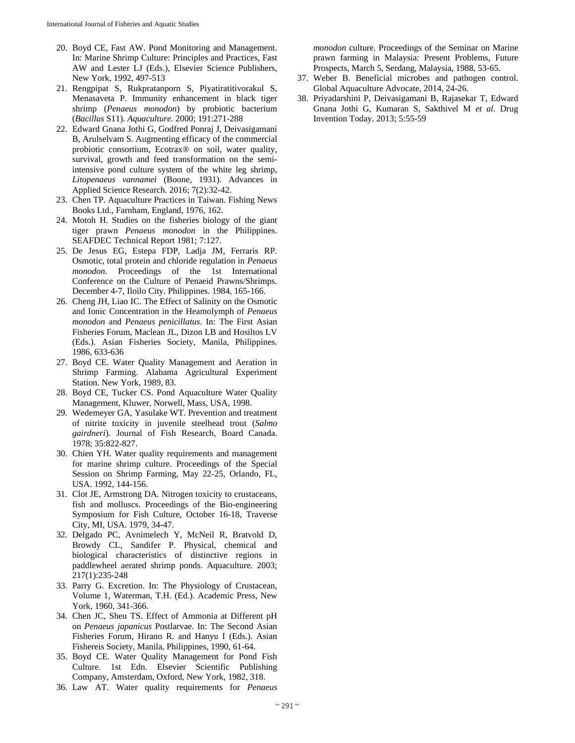20. Boyd CE, Fast AW. Pond Monitoring and Management. In: Marine Shrimp Culture: Principles and Practices, Fast AW and Lester LJ (Eds.), Elsevier Science Publishers, New York, 1992, 497-513
21. Rengpipat S, Rukpratanporn S, Piyatiratitivorakul S, Menasaveta P. Immunity enhancement in black tiger shrimp (*Penaeus monodon*) by probiotic bacterium (*Bacillus* S11). *Aquaculture.* 2000; 191:271-288
22. Edward Gnana Jothi G, Godfred Ponraj J, Deivasigamani B, Arulselvam S. Augmenting efficacy of the commercial probiotic consortium, Ecotrax® on soil, water quality, survival, growth and feed transformation on the semi-intensive pond culture system of the white leg shrimp, *Litopenaeus vannamei* (Boone, 1931). Advances in Applied Science Research. 2016; 7(2):32-42.
23. Chen TP. Aquaculture Practices in Taiwan. Fishing News Books Ltd., Farnham, England, 1976, 162.
24. Motoh H. Studies on the fisheries biology of the giant tiger prawn *Penaeus monodon* in the Philippines. SEAFDEC Technical Report 1981; 7:127.
25. De Jesus EG, Estepa FDP, Ladja JM, Ferraris RP. Osmotic, total protein and chloride regulation in *Penaeus monodon*. Proceedings of the 1st International Conference on the Culture of Penaeid Prawns/Shrimps. December 4-7, Iloilo City. Philippines. 1984, 165-166.
26. Cheng JH, Liao IC. The Effect of Salinity on the Osmotic and Ionic Concentration in the Heamolymph of *Penaeus monodon* and *Penaeus penicillatus*. In: The First Asian Fisheries Forum, Maclean JL, Dizon LB and Hosiltos LV (Eds.). Asian Fisheries Society, Manila, Philippines. 1986, 633-636
27. Boyd CE. Water Quality Management and Aeration in Shrimp Farming. Alabama Agricultural Experiment Station. New York, 1989, 83.
28. Boyd CE, Tucker CS. Pond Aquaculture Water Quality Management, Kluwer, Norwell, Mass, USA, 1998.
29. Wedemeyer GA, Yasulake WT. Prevention and treatment of nitrite toxicity in juvenile steelhead trout (*Salmo gairdneri*). Journal of Fish Research, Board Canada. 1978; 35:822-827.
30. Chien YH. Water quality requirements and management for marine shrimp culture. Proceedings of the Special Session on Shrimp Farming, May 22-25, Orlando, FL, USA. 1992, 144-156.
31. Clot JE, Armstrong DA. Nitrogen toxicity to crustaceans, fish and molluscs. Proceedings of the Bio-engineering Symposium for Fish Culture, October 16-18, Traverse City, MI, USA. 1979, 34-47.
32. Delgado PC, Avnimelech Y, McNeil R, Bratvold D, Browdy CL, Sandifer P. Physical, chemical and biological characteristics of distinctive regions in paddlewheel aerated shrimp ponds. Aquaculture. 2003; 217(1):235-248
33. Parry G. Excretion. In: The Physiology of Crustacean, Volume 1, Waterman, T.H. (Ed.). Academic Press, New York, 1960, 341-366.
34. Chen JC, Sheu TS. Effect of Ammonia at Different pH on *Penaeus japanicus* Postlarvae. In: The Second Asian Fisheries Forum, Hirano R. and Hanyu I (Eds.). Asian Fishereis Society, Manila, Philippines, 1990, 61-64.
35. Boyd CE. Water Quality Management for Pond Fish Culture. 1st Edn. Elsevier Scientific Publishing Company, Amsterdam, Oxford, New York, 1982, 318.
36. Law AT. Water quality requirements for *Penaeus monodon* culture. Proceedings of the Seminar on Marine prawn farming in Malaysia: Present Problems, Future Prospects, March 5, Serdang, Malaysia, 1988, 53-65.
37. Weber B. Beneficial microbes and pathogen control. Global Aquaculture Advocate, 2014, 24-26.
38. Priyadarshini P, Deivasigamani B, Rajasekar T, Edward Gnana Jothi G, Kumaran S, Sakthivel M *et al*. Drug Invention Today. 2013; 5:55-59